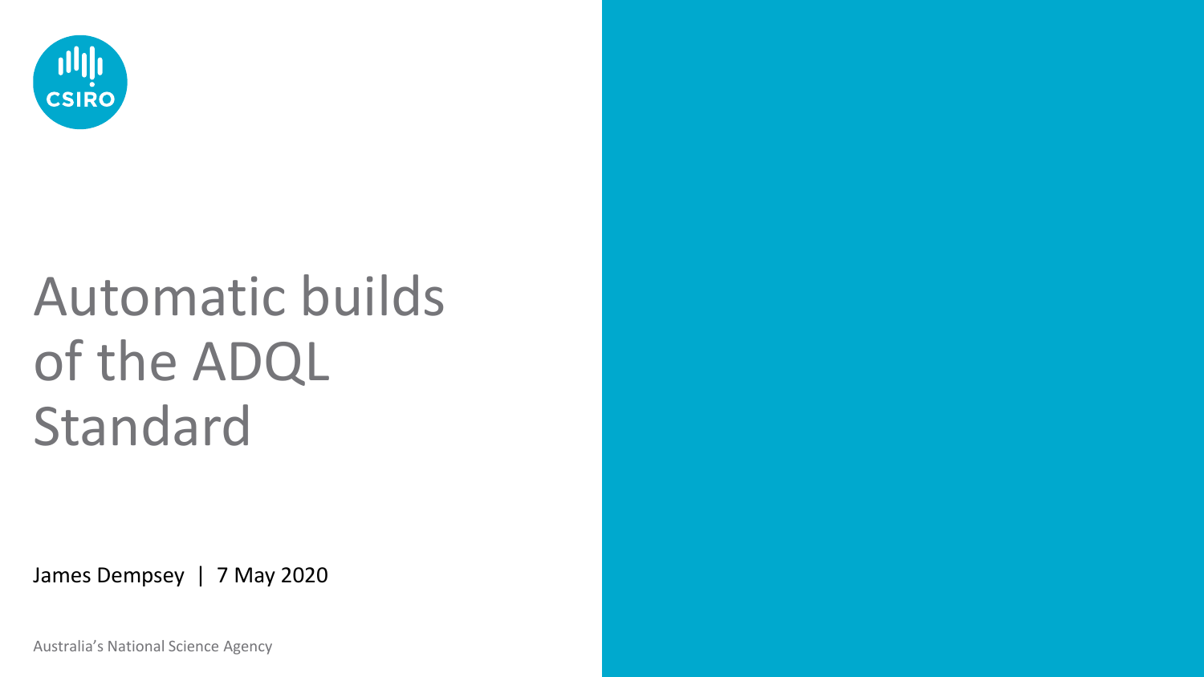CSIRO

# Automatic builds of the ADQL Standard

James Dempsey | 7 May 2020

Australia's National Science Agency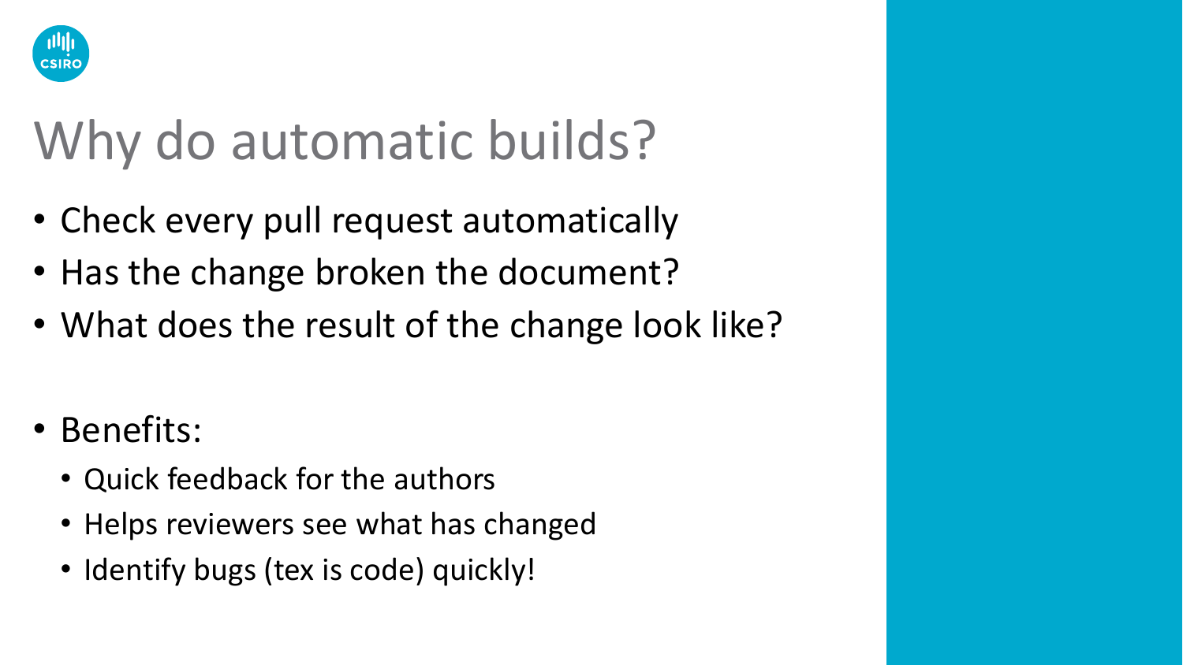# Why do automatic builds?

- Check every pull request automatically
- Has the change broken the document?
- What does the result of the change look like?

- Benefits:
  - Quick feedback for the authors
  - Helps reviewers see what has changed
  - Identify bugs (tex is code) quickly!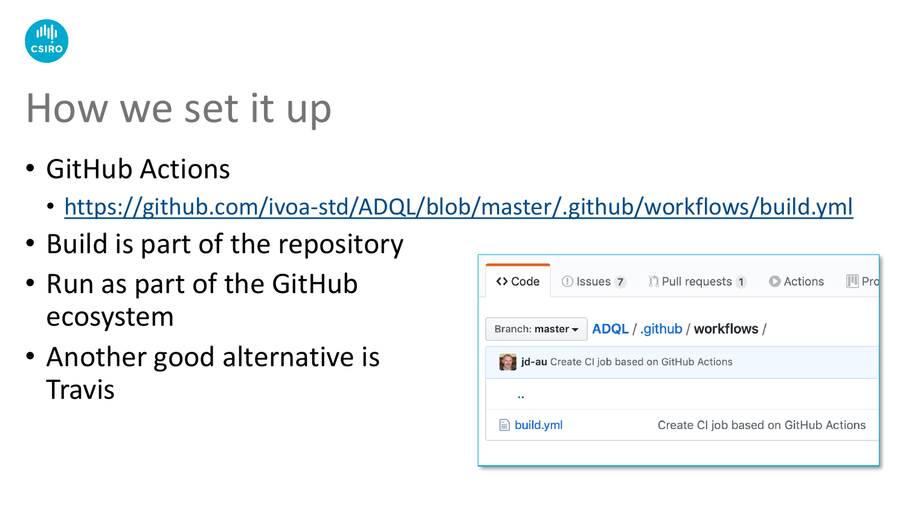# How we set it up

- GitHub Actions
  - https://github.com/ivoa-std/ADQL/blob/master/.github/workflows/build.yml
- Build is part of the repository
- Run as part of the GitHub ecosystem
- Another good alternative is Travis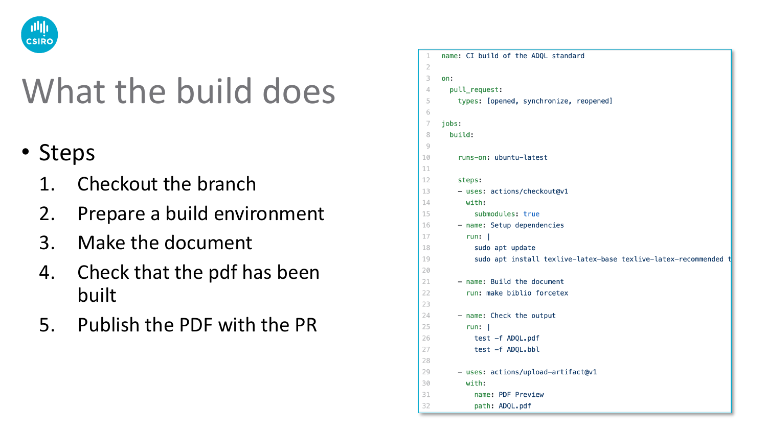# What the build does

- Steps
  1. Checkout the branch
  2. Prepare a build environment
  3. Make the document
  4. Check that the pdf has been built
  5. Publish the PDF with the PR

```yaml
name: CI build of the ADQL standard

on:
  pull_request:
    types: [opened, synchronize, reopened]

jobs:
  build:

    runs-on: ubuntu-latest

    steps:
    - uses: actions/checkout@v1
      with:
        submodules: true
    - name: Setup dependencies
      run: |
        sudo apt update
        sudo apt install texlive-latex-base texlive-latex-recommended t

    - name: Build the document
      run: make biblio forcetex

    - name: Check the output
      run: |
        test -f ADQL.pdf
        test -f ADQL.bbl

    - uses: actions/upload-artifact@v1
      with:
        name: PDF Preview
        path: ADQL.pdf
```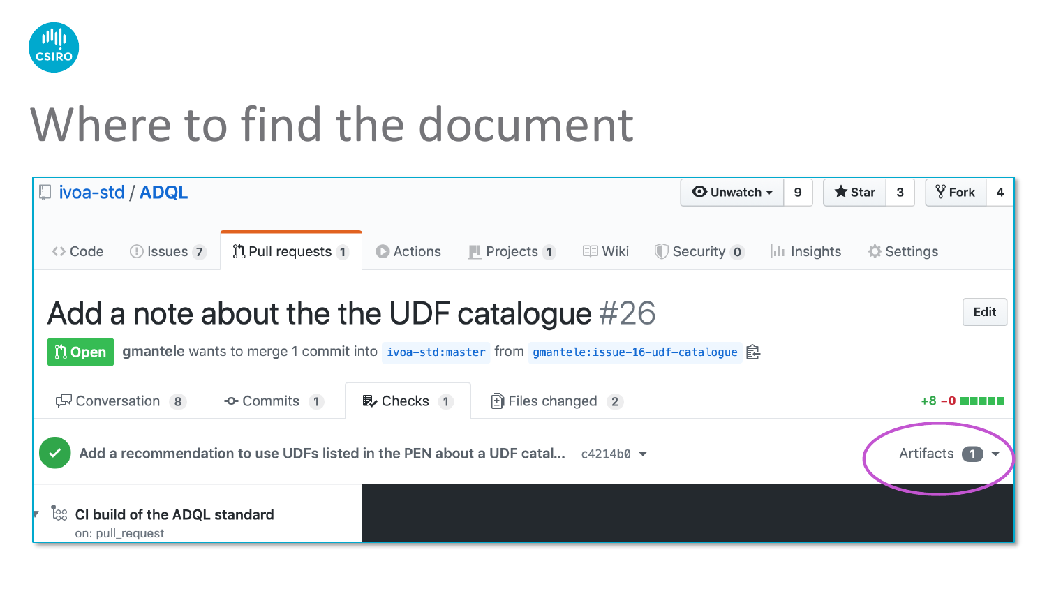# Where to find the document

ivoa-std / ADQL

Unwatch 9 | Star 3 | Fork 4

Code | Issues 7 | Pull requests 1 | Actions | Projects 1 | Wiki | Security 0 | Insights | Settings

## Add a note about the the UDF catalogue #26

Edit

Open **gmantele** wants to merge 1 commit into `ivoa-std:master` from `gmantele:issue-16-udf-catalogue`

Conversation 8 | Commits 1 | Checks 1 | Files changed 2

+8 −0

Add a recommendation to use UDFs listed in the PEN about a UDF catal... `c4214b0`

Artifacts 1

**CI build of the ADQL standard**

on: pull_request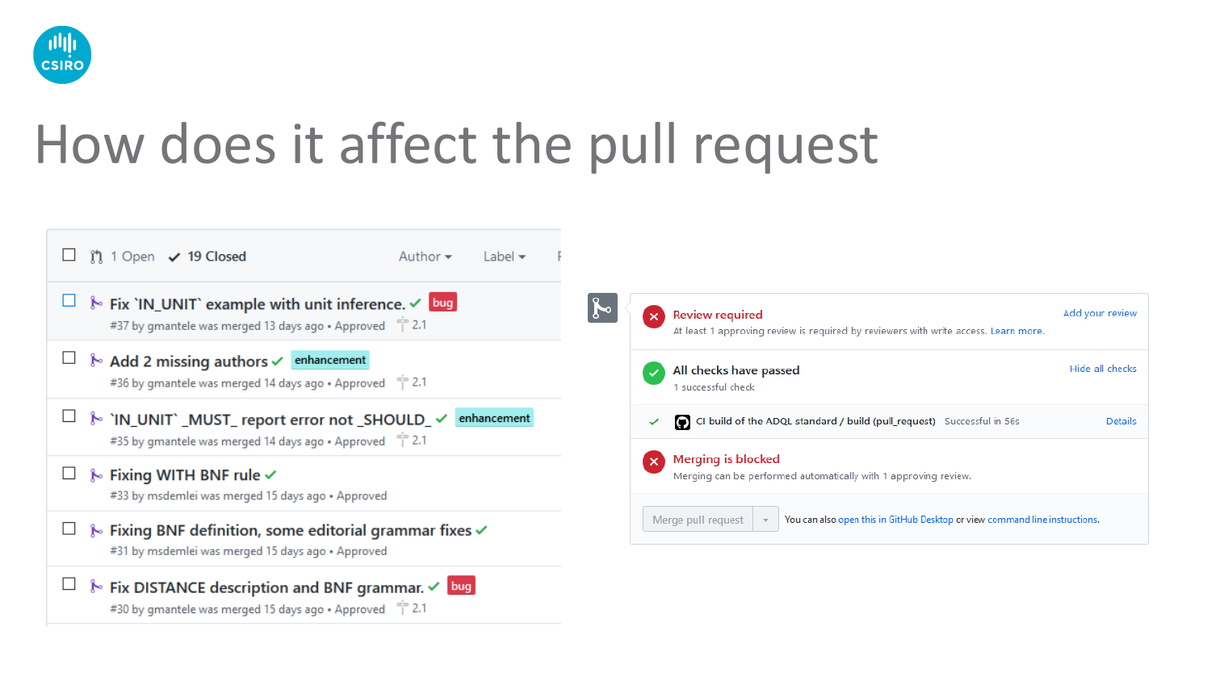# How does it affect the pull request

1 Open ✓ 19 Closed    Author ▾    Label ▾

- Fix `IN_UNIT` example with unit inference. ✓ bug
  #37 by gmantele was merged 13 days ago • Approved    2.1
- Add 2 missing authors ✓ enhancement
  #36 by gmantele was merged 14 days ago • Approved    2.1
- `IN_UNIT` _MUST_ report error not _SHOULD_ ✓ enhancement
  #35 by gmantele was merged 14 days ago • Approved    2.1
- Fixing WITH BNF rule ✓
  #33 by msdemlei was merged 15 days ago • Approved
- Fixing BNF definition, some editorial grammar fixes ✓
  #31 by msdemlei was merged 15 days ago • Approved
- Fix DISTANCE description and BNF grammar. ✓ bug
  #30 by gmantele was merged 15 days ago • Approved    2.1

**Review required**    Add your review
At least 1 approving review is required by reviewers with write access. Learn more.

**All checks have passed**    Hide all checks
1 successful check

✓ CI build of the ADQL standard / build (pull_request)    Successful in 56s    Details

**Merging is blocked**
Merging can be performed automatically with 1 approving review.

Merge pull request ▾    You can also open this in GitHub Desktop or view command line instructions.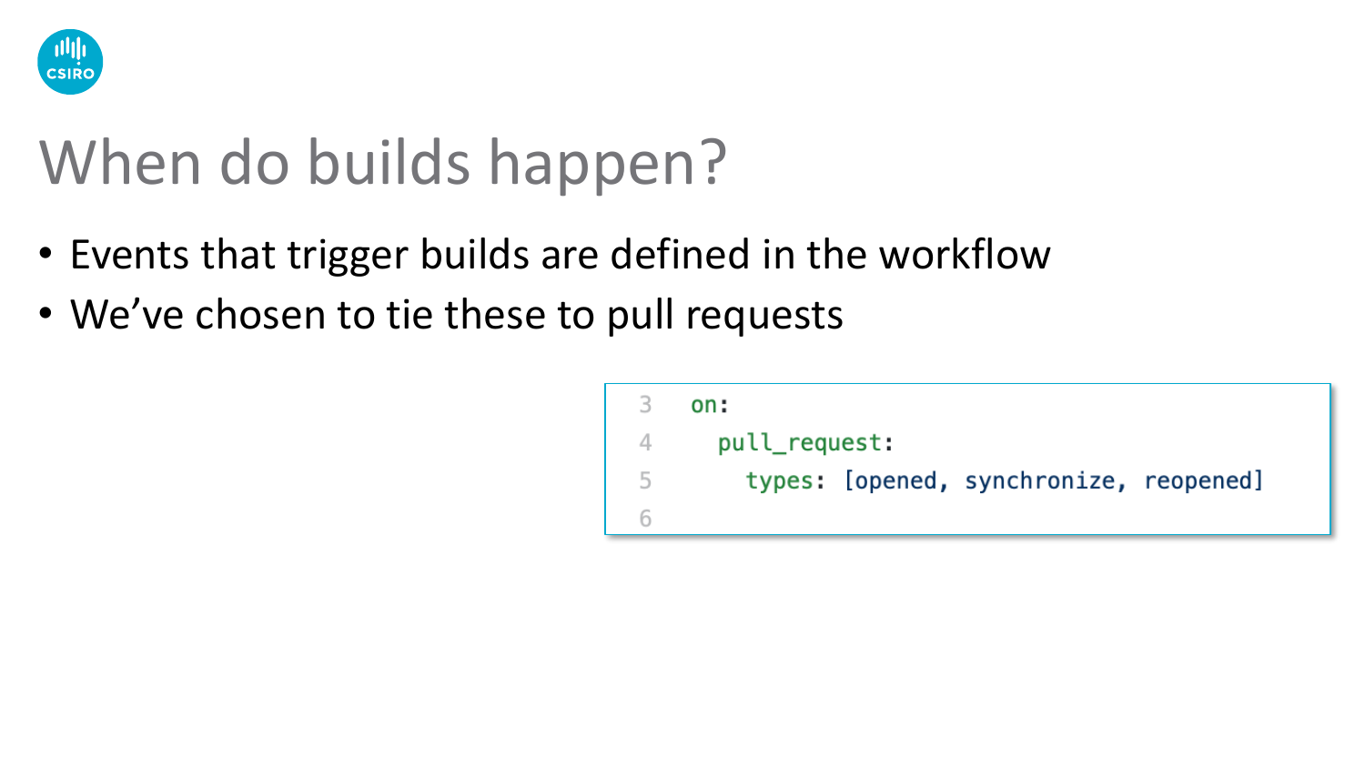# When do builds happen?

- Events that trigger builds are defined in the workflow
- We've chosen to tie these to pull requests

```yaml
on:
  pull_request:
    types: [opened, synchronize, reopened]
```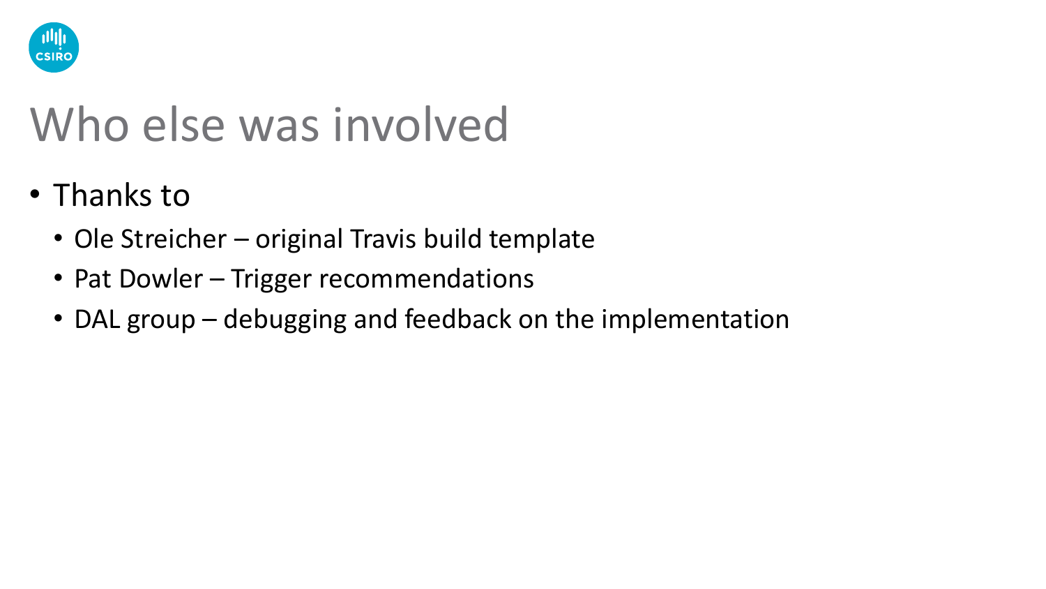# Who else was involved

- Thanks to
  - Ole Streicher – original Travis build template
  - Pat Dowler – Trigger recommendations
  - DAL group – debugging and feedback on the implementation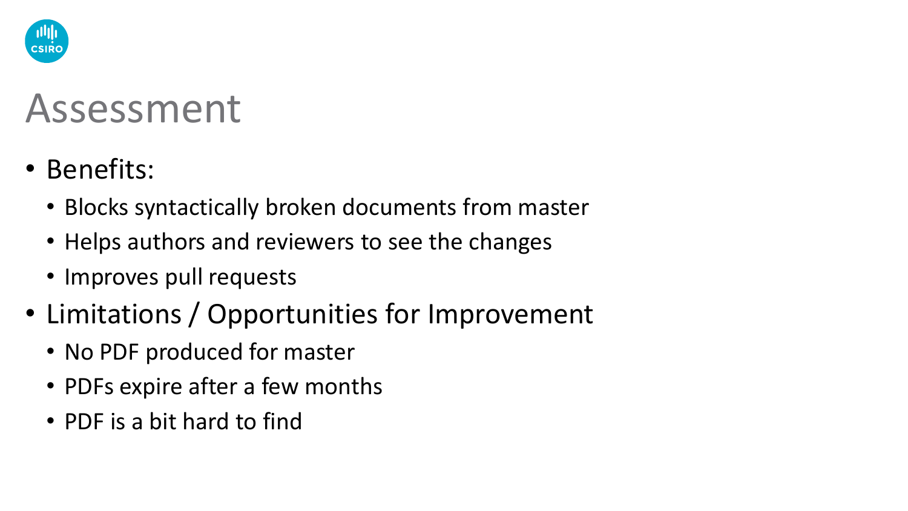# Assessment

- Benefits:
  - Blocks syntactically broken documents from master
  - Helps authors and reviewers to see the changes
  - Improves pull requests
- Limitations / Opportunities for Improvement
  - No PDF produced for master
  - PDFs expire after a few months
  - PDF is a bit hard to find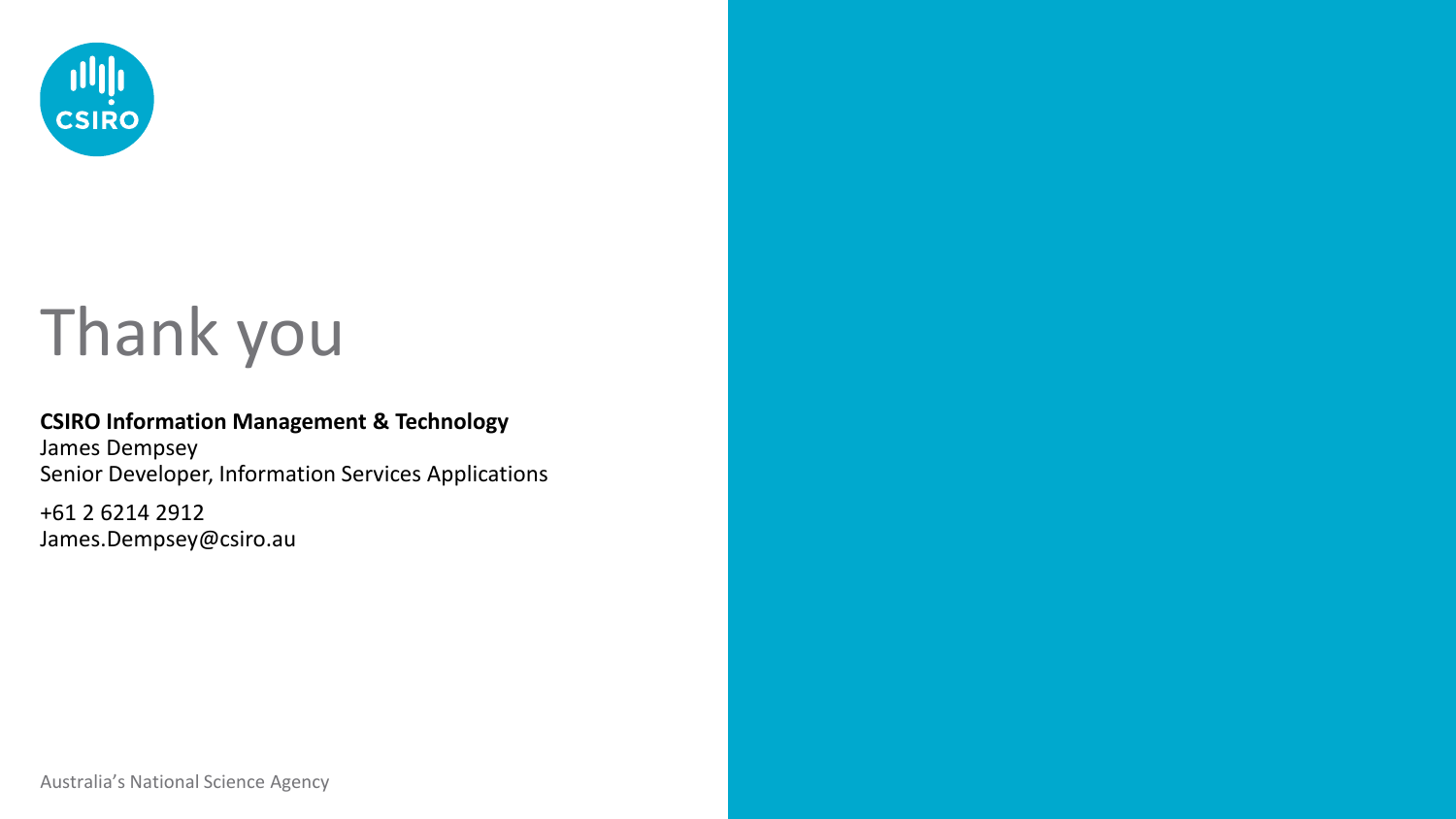# Thank you

**CSIRO Information Management & Technology**
James Dempsey
Senior Developer, Information Services Applications

+61 2 6214 2912
James.Dempsey@csiro.au

Australia's National Science Agency